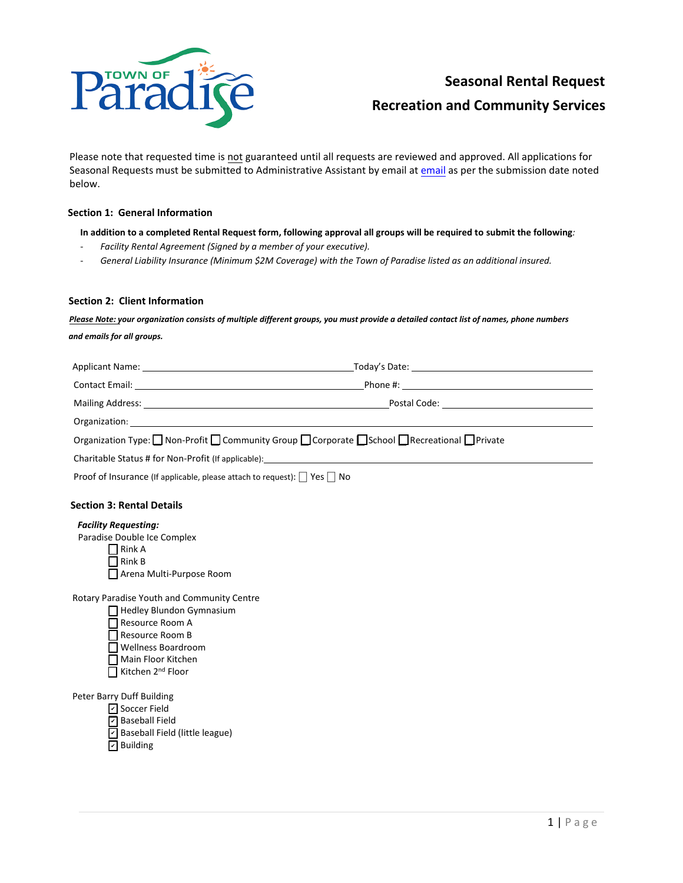# Seasonal Rental Request

## Recreation and Community Services

Please note that requested time is <u>not</u> guaranteed until all requests are reviewed and approved. All applications for Seasonal Requests must be submitted to Administrative Assistant by email at email as per the submission date noted below.

### Section 1: General Information

**In addition to a completed Rental Request form, following approval all groups will be required to submit the following:**

- *Facility Rental Agreement (Signed by a member of your executive).*
- *General Liability Insurance (Minimum $2M Coverage) with the Town of Paradise listed as an additional insured.*

### Section 2: Client Information

***Please Note:** your organization consists of multiple different groups, you must provide a detailed contact list of names, phone numbers and emails for all groups.*

Applicant Name: ______________________ Today's Date: ______________________

Contact Email: ______________________ Phone #: ______________________

Mailing Address: ______________________ Postal Code: ______________________

Organization: ______________________________________________

Organization Type: ☐ Non-Profit ☐ Community Group ☐ Corporate ☐ School ☐ Recreational ☐ Private

Charitable Status # for Non-Profit (If applicable): ______________________

Proof of Insurance (If applicable, please attach to request): ☐ Yes ☐ No

### Section 3: Rental Details

***Facility Requesting:***

Paradise Double Ice Complex

- ☐ Rink A
- ☐ Rink B
- ☐ Arena Multi-Purpose Room

Rotary Paradise Youth and Community Centre

- ☐ Hedley Blundon Gymnasium
- ☐ Resource Room A
- ☐ Resource Room B
- ☐ Wellness Boardroom
- ☐ Main Floor Kitchen
- ☐ Kitchen 2nd Floor

Peter Barry Duff Building

- ☑ Soccer Field
- ☑ Baseball Field
- ☑ Baseball Field (little league)
- ☑ Building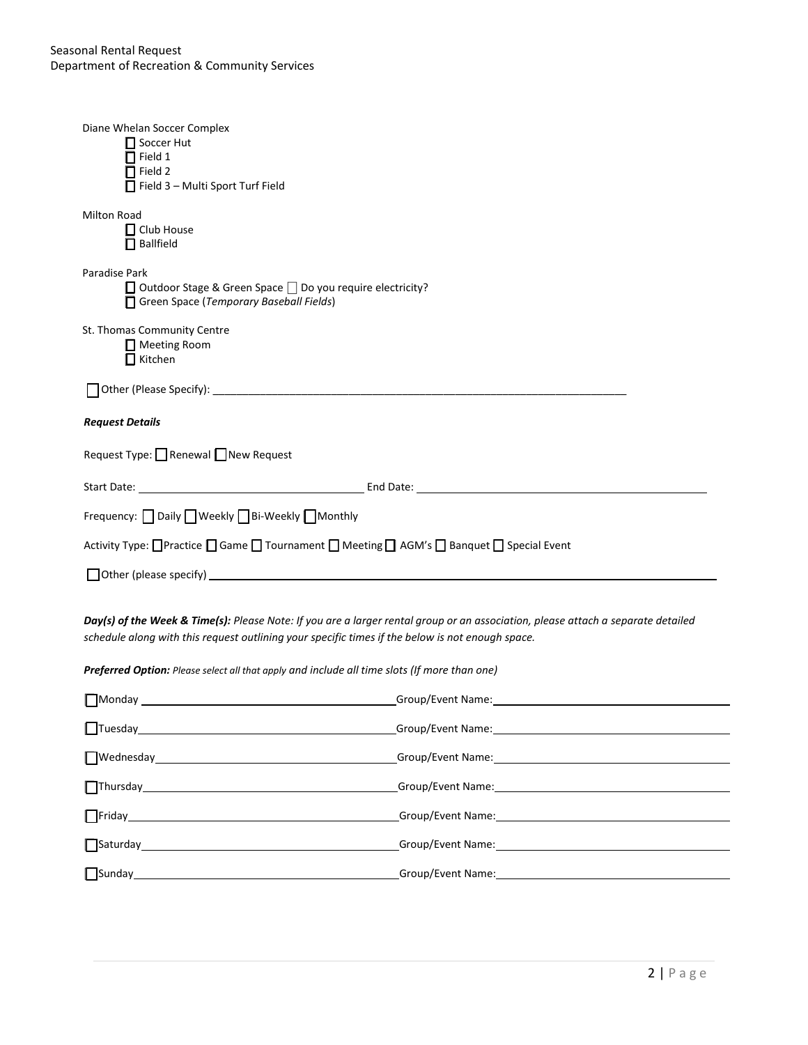Diane Whelan Soccer Complex

- ☐ Soccer Hut
- ☐ Field 1
- ☐ Field 2
- ☐ Field 3 – Multi Sport Turf Field

Milton Road

- ☐ Club House
- ☐ Ballfield

Paradise Park

- ☐ Outdoor Stage & Green Space ☐ Do you require electricity?
- ☐ Green Space (*Temporary Baseball Fields*)

St. Thomas Community Centre

- ☐ Meeting Room
- ☐ Kitchen

☐ Other (Please Specify): ______________________________________________________________________

***Request Details***

Request Type: ☐ Renewal ☐ New Request

Start Date: ____________________________________ End Date: ______________________________________________

Frequency: ☐ Daily ☐ Weekly ☐ Bi-Weekly ☐ Monthly

Activity Type: ☐ Practice ☐ Game ☐ Tournament ☐ Meeting ☐ AGM's ☐ Banquet ☐ Special Event

☐ Other (please specify) ______________________________________________________________________________

***Day(s) of the Week & Time(s):*** *Please Note: If you are a larger rental group or an association, please attach a separate detailed schedule along with this request outlining your specific times if the below is not enough space.*

***Preferred Option:*** *Please select all that apply and include all time slots (If more than one)*

☐ Monday ________________________________________ Group/Event Name: ______________________________________

☐ Tuesday ________________________________________ Group/Event Name: ______________________________________

☐ Wednesday ______________________________________ Group/Event Name: ______________________________________

☐ Thursday _______________________________________ Group/Event Name: ______________________________________

☐ Friday _________________________________________ Group/Event Name: ______________________________________

☐ Saturday _______________________________________ Group/Event Name: ______________________________________

☐ Sunday _________________________________________ Group/Event Name: ______________________________________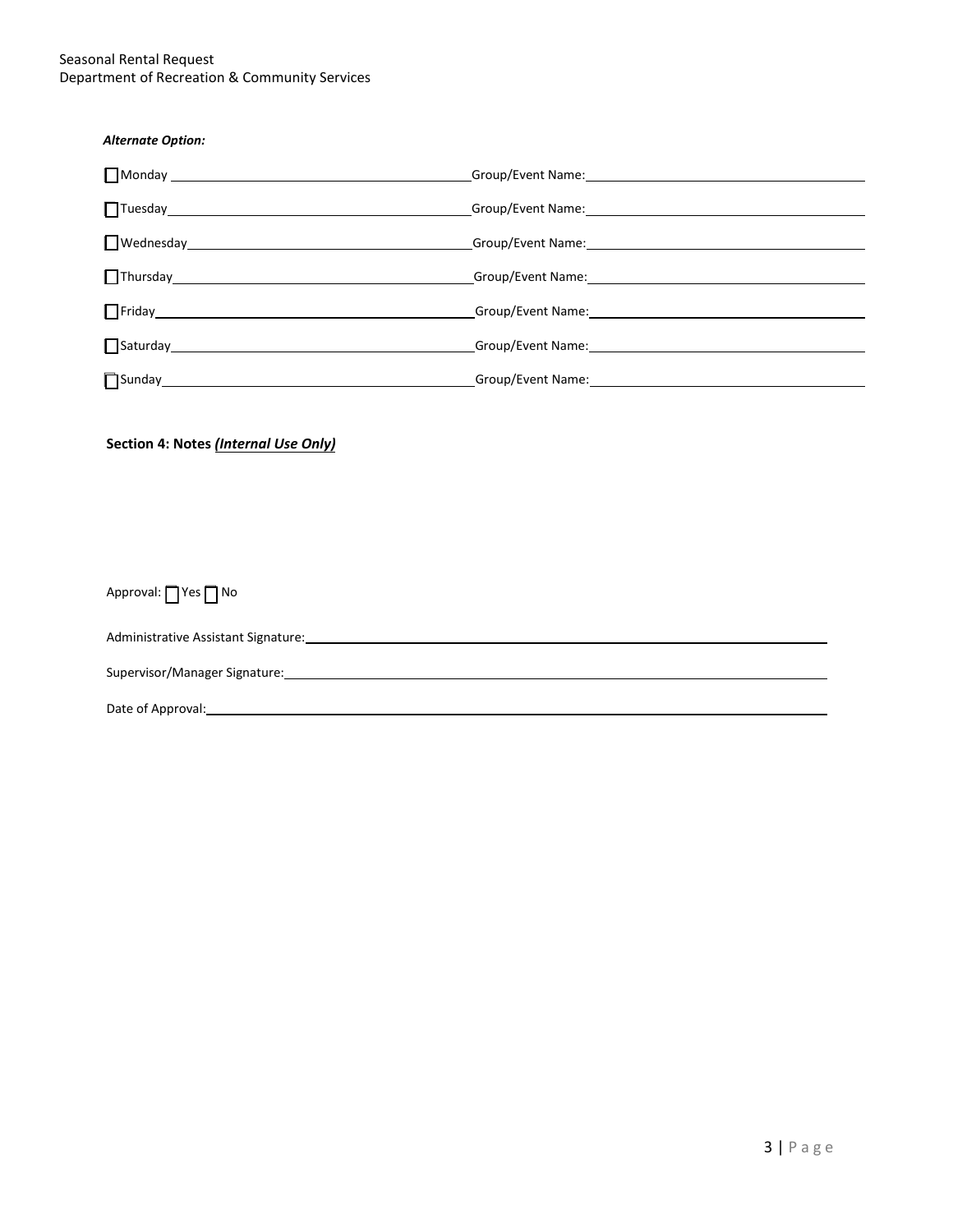***Alternate Option:***

☐ Monday \_\_\_\_\_\_\_\_\_\_\_\_\_\_\_\_\_\_\_\_\_\_\_\_\_\_\_\_ Group/Event Name: \_\_\_\_\_\_\_\_\_\_\_\_\_\_\_\_\_\_\_\_\_\_\_\_\_\_\_\_

☐ Tuesday \_\_\_\_\_\_\_\_\_\_\_\_\_\_\_\_\_\_\_\_\_\_\_\_\_\_\_\_ Group/Event Name: \_\_\_\_\_\_\_\_\_\_\_\_\_\_\_\_\_\_\_\_\_\_\_\_\_\_\_\_

☐ Wednesday \_\_\_\_\_\_\_\_\_\_\_\_\_\_\_\_\_\_\_\_\_\_\_\_\_\_\_\_ Group/Event Name: \_\_\_\_\_\_\_\_\_\_\_\_\_\_\_\_\_\_\_\_\_\_\_\_\_\_\_\_

☐ Thursday \_\_\_\_\_\_\_\_\_\_\_\_\_\_\_\_\_\_\_\_\_\_\_\_\_\_\_\_ Group/Event Name: \_\_\_\_\_\_\_\_\_\_\_\_\_\_\_\_\_\_\_\_\_\_\_\_\_\_\_\_

☐ Friday \_\_\_\_\_\_\_\_\_\_\_\_\_\_\_\_\_\_\_\_\_\_\_\_\_\_\_\_ Group/Event Name: \_\_\_\_\_\_\_\_\_\_\_\_\_\_\_\_\_\_\_\_\_\_\_\_\_\_\_\_

☐ Saturday \_\_\_\_\_\_\_\_\_\_\_\_\_\_\_\_\_\_\_\_\_\_\_\_\_\_\_\_ Group/Event Name: \_\_\_\_\_\_\_\_\_\_\_\_\_\_\_\_\_\_\_\_\_\_\_\_\_\_\_\_

☐ Sunday \_\_\_\_\_\_\_\_\_\_\_\_\_\_\_\_\_\_\_\_\_\_\_\_\_\_\_\_ Group/Event Name: \_\_\_\_\_\_\_\_\_\_\_\_\_\_\_\_\_\_\_\_\_\_\_\_\_\_\_\_

**Section 4: Notes *(Internal Use Only)***

Approval: ☐ Yes ☐ No

Administrative Assistant Signature: \_\_\_\_\_\_\_\_\_\_\_\_\_\_\_\_\_\_\_\_\_\_\_\_\_\_\_\_\_\_\_\_\_\_\_\_\_\_\_\_

Supervisor/Manager Signature: \_\_\_\_\_\_\_\_\_\_\_\_\_\_\_\_\_\_\_\_\_\_\_\_\_\_\_\_\_\_\_\_\_\_\_\_\_\_\_\_

Date of Approval: \_\_\_\_\_\_\_\_\_\_\_\_\_\_\_\_\_\_\_\_\_\_\_\_\_\_\_\_\_\_\_\_\_\_\_\_\_\_\_\_